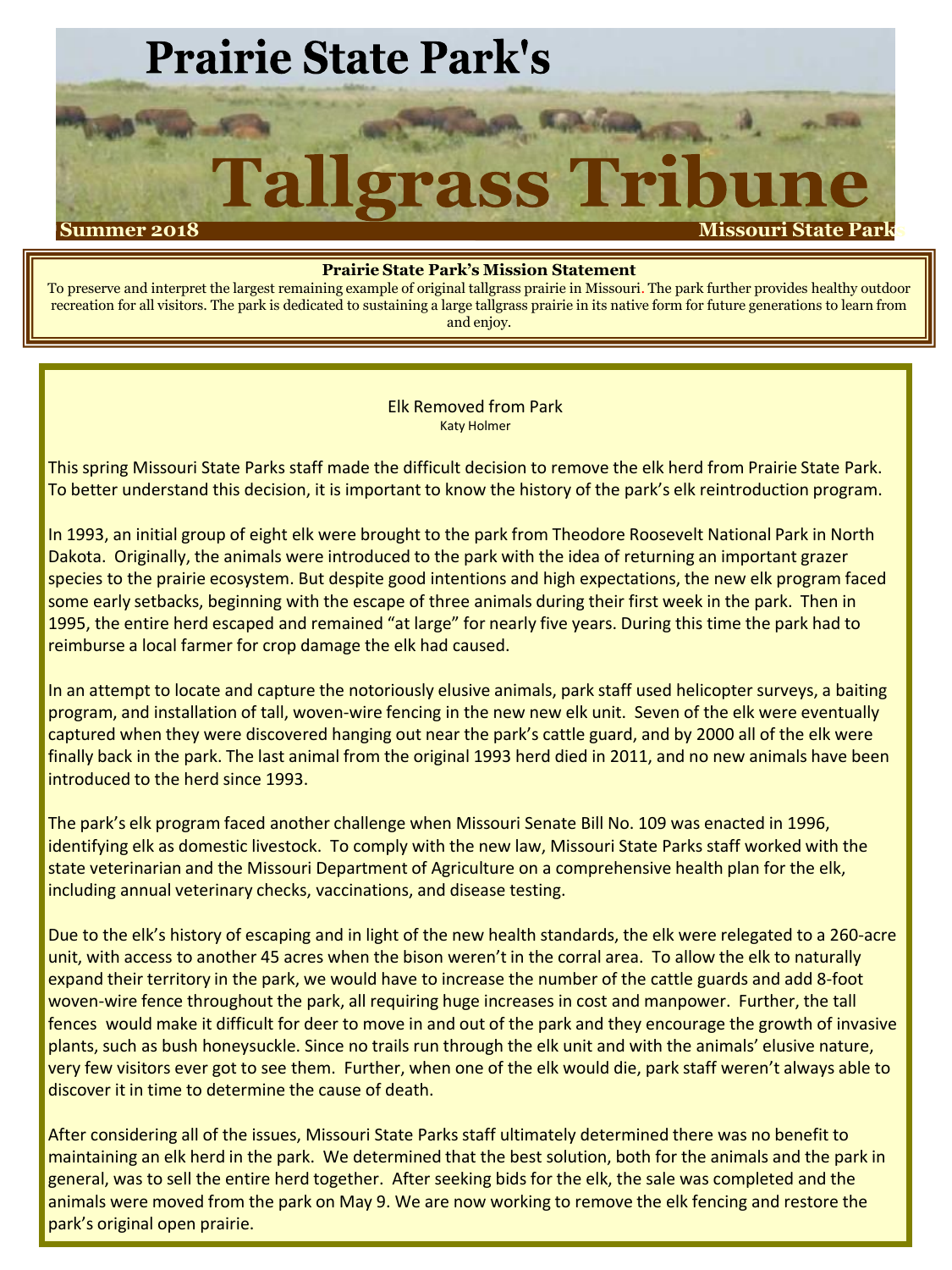# Prairie State Park's

# Tallgrass Tribune

**Summer 2018** **Missouri State Parks**

**Prairie State Park's Mission Statement**

To preserve and interpret the largest remaining example of original tallgrass prairie in Missouri. The park further provides healthy outdoor recreation for all visitors. The park is dedicated to sustaining a large tallgrass prairie in its native form for future generations to learn from and enjoy.

## Elk Removed from Park

Katy Holmer

This spring Missouri State Parks staff made the difficult decision to remove the elk herd from Prairie State Park. To better understand this decision, it is important to know the history of the park's elk reintroduction program.

In 1993, an initial group of eight elk were brought to the park from Theodore Roosevelt National Park in North Dakota. Originally, the animals were introduced to the park with the idea of returning an important grazer species to the prairie ecosystem. But despite good intentions and high expectations, the new elk program faced some early setbacks, beginning with the escape of three animals during their first week in the park. Then in 1995, the entire herd escaped and remained "at large" for nearly five years. During this time the park had to reimburse a local farmer for crop damage the elk had caused.

In an attempt to locate and capture the notoriously elusive animals, park staff used helicopter surveys, a baiting program, and installation of tall, woven-wire fencing in the new new elk unit. Seven of the elk were eventually captured when they were discovered hanging out near the park's cattle guard, and by 2000 all of the elk were finally back in the park. The last animal from the original 1993 herd died in 2011, and no new animals have been introduced to the herd since 1993.

The park's elk program faced another challenge when Missouri Senate Bill No. 109 was enacted in 1996, identifying elk as domestic livestock. To comply with the new law, Missouri State Parks staff worked with the state veterinarian and the Missouri Department of Agriculture on a comprehensive health plan for the elk, including annual veterinary checks, vaccinations, and disease testing.

Due to the elk's history of escaping and in light of the new health standards, the elk were relegated to a 260-acre unit, with access to another 45 acres when the bison weren't in the corral area. To allow the elk to naturally expand their territory in the park, we would have to increase the number of the cattle guards and add 8-foot woven-wire fence throughout the park, all requiring huge increases in cost and manpower. Further, the tall fences would make it difficult for deer to move in and out of the park and they encourage the growth of invasive plants, such as bush honeysuckle. Since no trails run through the elk unit and with the animals' elusive nature, very few visitors ever got to see them. Further, when one of the elk would die, park staff weren't always able to discover it in time to determine the cause of death.

After considering all of the issues, Missouri State Parks staff ultimately determined there was no benefit to maintaining an elk herd in the park. We determined that the best solution, both for the animals and the park in general, was to sell the entire herd together. After seeking bids for the elk, the sale was completed and the animals were moved from the park on May 9. We are now working to remove the elk fencing and restore the park's original open prairie.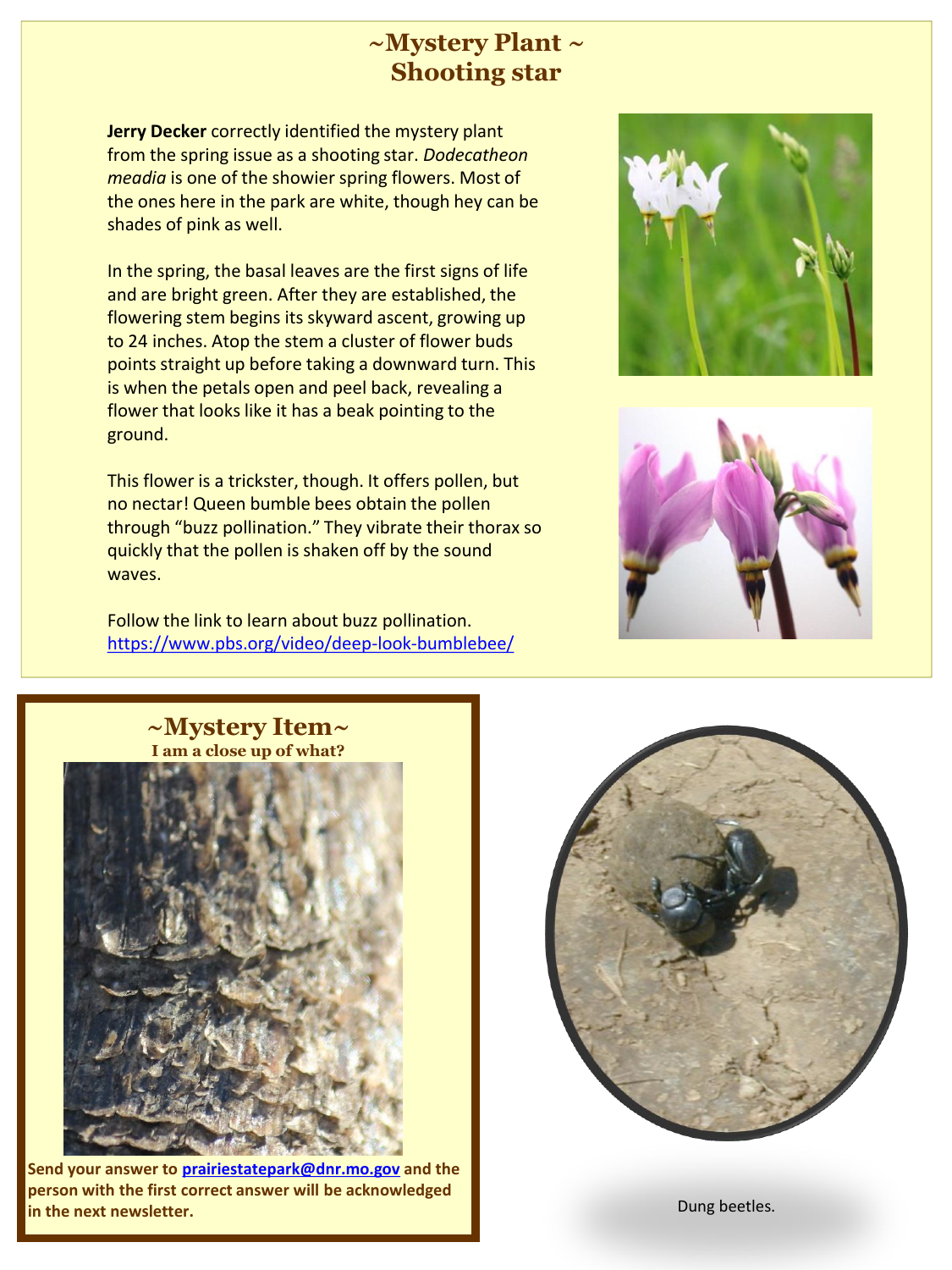## ~Mystery Plant ~ Shooting star

**Jerry Decker** correctly identified the mystery plant from the spring issue as a shooting star. *Dodecatheon meadia* is one of the showier spring flowers. Most of the ones here in the park are white, though hey can be shades of pink as well.

In the spring, the basal leaves are the first signs of life and are bright green. After they are established, the flowering stem begins its skyward ascent, growing up to 24 inches. Atop the stem a cluster of flower buds points straight up before taking a downward turn. This is when the petals open and peel back, revealing a flower that looks like it has a beak pointing to the ground.

This flower is a trickster, though. It offers pollen, but no nectar! Queen bumble bees obtain the pollen through "buzz pollination." They vibrate their thorax so quickly that the pollen is shaken off by the sound waves.

Follow the link to learn about buzz pollination.
https://www.pbs.org/video/deep-look-bumblebee/

## ~Mystery Item~

**I am a close up of what?**

**Send your answer to prairiestatepark@dnr.mo.gov and the person with the first correct answer will be acknowledged in the next newsletter.**

Dung beetles.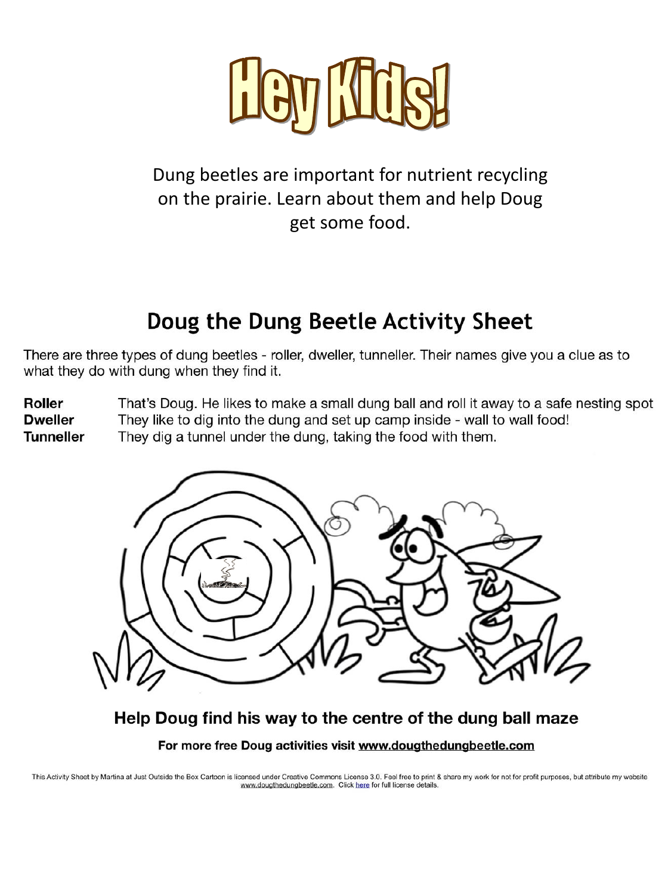# Hey Kids!

Dung beetles are important for nutrient recycling on the prairie. Learn about them and help Doug get some food.

## Doug the Dung Beetle Activity Sheet

There are three types of dung beetles - roller, dweller, tunneller. Their names give you a clue as to what they do with dung when they find it.

**Roller** That's Doug. He likes to make a small dung ball and roll it away to a safe nesting spot

**Dweller** They like to dig into the dung and set up camp inside - wall to wall food!

**Tunneller** They dig a tunnel under the dung, taking the food with them.

**Help Doug find his way to the centre of the dung ball maze**

**For more free Doug activities visit www.dougthedungbeetle.com**

This Activity Sheet by Martina at Just Outside the Box Cartoon is licensed under Creative Commons License 3.0. Feel free to print & share my work for not for profit purposes, but attribute my website www.dougthedungbeetle.com. Click here for full license details.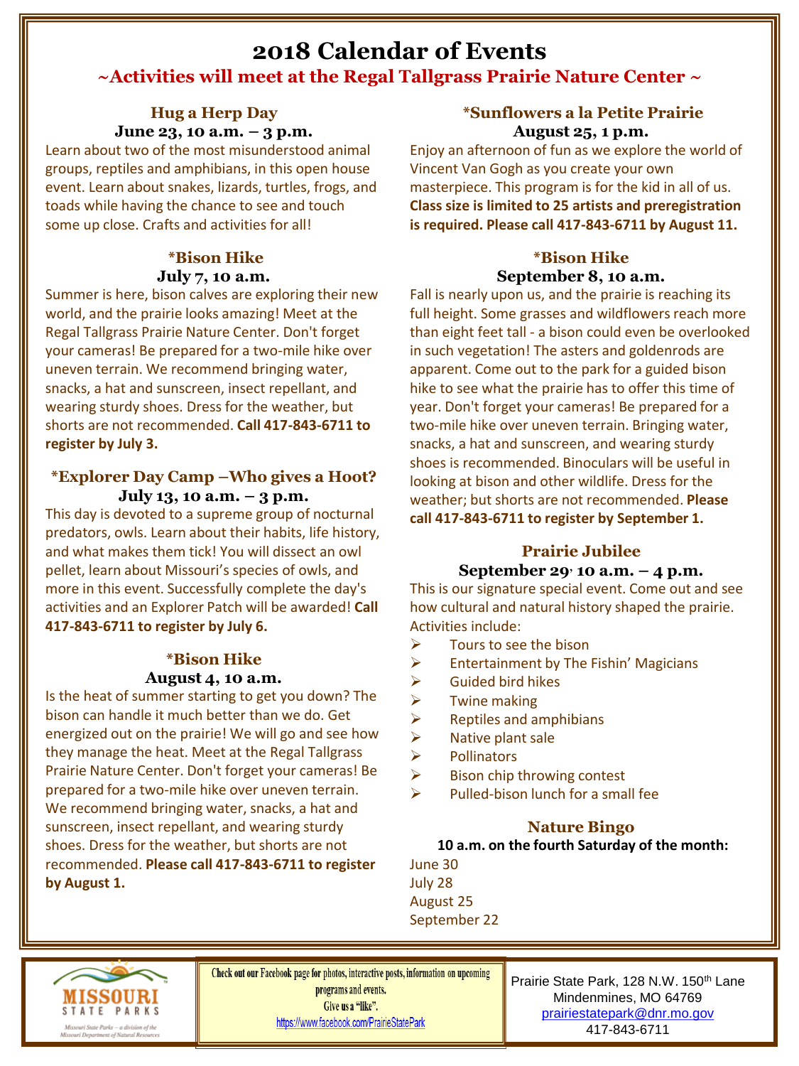# 2018 Calendar of Events

## ~Activities will meet at the Regal Tallgrass Prairie Nature Center ~

### Hug a Herp Day
**June 23, 10 a.m. – 3 p.m.**

Learn about two of the most misunderstood animal groups, reptiles and amphibians, in this open house event. Learn about snakes, lizards, turtles, frogs, and toads while having the chance to see and touch some up close. Crafts and activities for all!

### *Bison Hike
**July 7, 10 a.m.**

Summer is here, bison calves are exploring their new world, and the prairie looks amazing! Meet at the Regal Tallgrass Prairie Nature Center. Don't forget your cameras! Be prepared for a two-mile hike over uneven terrain. We recommend bringing water, snacks, a hat and sunscreen, insect repellant, and wearing sturdy shoes. Dress for the weather, but shorts are not recommended. **Call 417-843-6711 to register by July 3.**

### *Explorer Day Camp –Who gives a Hoot?
**July 13, 10 a.m. – 3 p.m.**

This day is devoted to a supreme group of nocturnal predators, owls. Learn about their habits, life history, and what makes them tick! You will dissect an owl pellet, learn about Missouri's species of owls, and more in this event. Successfully complete the day's activities and an Explorer Patch will be awarded! **Call 417-843-6711 to register by July 6.**

### *Bison Hike
**August 4, 10 a.m.**

Is the heat of summer starting to get you down? The bison can handle it much better than we do. Get energized out on the prairie! We will go and see how they manage the heat. Meet at the Regal Tallgrass Prairie Nature Center. Don't forget your cameras! Be prepared for a two-mile hike over uneven terrain. We recommend bringing water, snacks, a hat and sunscreen, insect repellant, and wearing sturdy shoes. Dress for the weather, but shorts are not recommended. **Please call 417-843-6711 to register by August 1.**

### *Sunflowers a la Petite Prairie
**August 25, 1 p.m.**

Enjoy an afternoon of fun as we explore the world of Vincent Van Gogh as you create your own masterpiece. This program is for the kid in all of us. **Class size is limited to 25 artists and preregistration is required. Please call 417-843-6711 by August 11.**

### *Bison Hike
**September 8, 10 a.m.**

Fall is nearly upon us, and the prairie is reaching its full height. Some grasses and wildflowers reach more than eight feet tall - a bison could even be overlooked in such vegetation! The asters and goldenrods are apparent. Come out to the park for a guided bison hike to see what the prairie has to offer this time of year. Don't forget your cameras! Be prepared for a two-mile hike over uneven terrain. Bringing water, snacks, a hat and sunscreen, and wearing sturdy shoes is recommended. Binoculars will be useful in looking at bison and other wildlife. Dress for the weather; but shorts are not recommended. **Please call 417-843-6711 to register by September 1.**

### Prairie Jubilee
**September 29, 10 a.m. – 4 p.m.**

This is our signature special event. Come out and see how cultural and natural history shaped the prairie. Activities include:

- Tours to see the bison
- Entertainment by The Fishin' Magicians
- Guided bird hikes
- Twine making
- Reptiles and amphibians
- Native plant sale
- Pollinators
- Bison chip throwing contest
- Pulled-bison lunch for a small fee

### Nature Bingo
**10 a.m. on the fourth Saturday of the month:**

June 30
July 28
August 25
September 22

MISSOURI STATE PARKS
Missouri State Parks – a division of the Missouri Department of Natural Resources

Check out our Facebook page for photos, interactive posts, information on upcoming programs and events.
Give us a "like".
https://www.facebook.com/PrairieStatePark

Prairie State Park, 128 N.W. 150th Lane
Mindenmines, MO 64769
prairiestatepark@dnr.mo.gov
417-843-6711